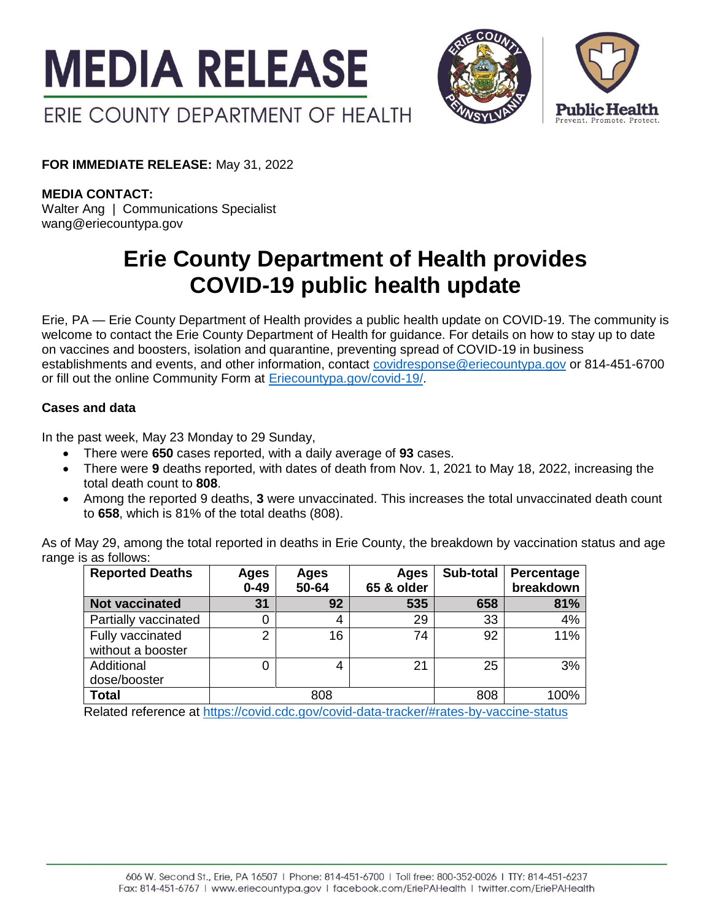# MEDIA RELEASE

ERIE COUNTY DEPARTMENT OF HEALTH

**FOR IMMEDIATE RELEASE:** May 31, 2022

**MEDIA CONTACT:**
Walter Ang | Communications Specialist
wang@eriecountypa.gov

# Erie County Department of Health provides COVID-19 public health update

Erie, PA — Erie County Department of Health provides a public health update on COVID-19. The community is welcome to contact the Erie County Department of Health for guidance. For details on how to stay up to date on vaccines and boosters, isolation and quarantine, preventing spread of COVID-19 in business establishments and events, and other information, contact covidresponse@eriecountypa.gov or 814-451-6700 or fill out the online Community Form at Eriecountypa.gov/covid-19/.

### Cases and data

In the past week, May 23 Monday to 29 Sunday,

- There were **650** cases reported, with a daily average of **93** cases.
- There were **9** deaths reported, with dates of death from Nov. 1, 2021 to May 18, 2022, increasing the total death count to **808**.
- Among the reported 9 deaths, **3** were unvaccinated. This increases the total unvaccinated death count to **658**, which is 81% of the total deaths (808).

As of May 29, among the total reported in deaths in Erie County, the breakdown by vaccination status and age range is as follows:

| Reported Deaths | Ages 0-49 | Ages 50-64 | Ages 65 & older | Sub-total | Percentage breakdown |
|---|---|---|---|---|---|
| **Not vaccinated** | **31** | **92** | **535** | **658** | **81%** |
| Partially vaccinated | 0 | 4 | 29 | 33 | 4% |
| Fully vaccinated without a booster | 2 | 16 | 74 | 92 | 11% |
| Additional dose/booster | 0 | 4 | 21 | 25 | 3% |
| **Total** | 808 | | | 808 | 100% |

Related reference at https://covid.cdc.gov/covid-data-tracker/#rates-by-vaccine-status

606 W. Second St., Erie, PA 16507 | Phone: 814-451-6700 | Toll free: 800-352-0026 | TTY: 814-451-6237
Fax: 814-451-6767 | www.eriecountypa.gov | facebook.com/EriePAHealth | twitter.com/EriePAHealth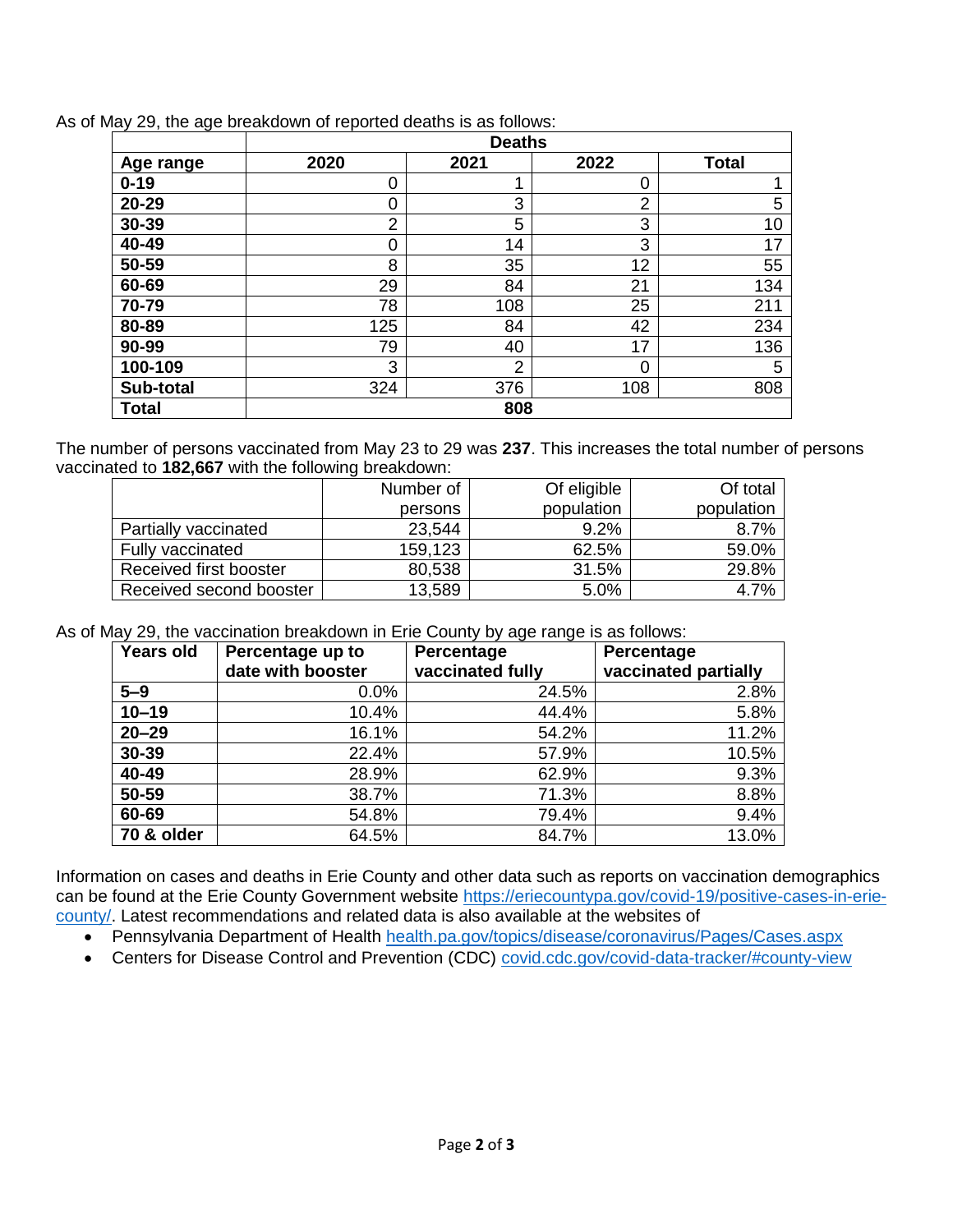As of May 29, the age breakdown of reported deaths is as follows:

| | Deaths | | | |
|---|---|---|---|---|
| **Age range** | **2020** | **2021** | **2022** | **Total** |
| **0-19** | 0 | 1 | 0 | 1 |
| **20-29** | 0 | 3 | 2 | 5 |
| **30-39** | 2 | 5 | 3 | 10 |
| **40-49** | 0 | 14 | 3 | 17 |
| **50-59** | 8 | 35 | 12 | 55 |
| **60-69** | 29 | 84 | 21 | 134 |
| **70-79** | 78 | 108 | 25 | 211 |
| **80-89** | 125 | 84 | 42 | 234 |
| **90-99** | 79 | 40 | 17 | 136 |
| **100-109** | 3 | 2 | 0 | 5 |
| **Sub-total** | 324 | 376 | 108 | 808 |
| **Total** | **808** | | | |

The number of persons vaccinated from May 23 to 29 was **237**. This increases the total number of persons vaccinated to **182,667** with the following breakdown:

| | Number of persons | Of eligible population | Of total population |
|---|---|---|---|
| Partially vaccinated | 23,544 | 9.2% | 8.7% |
| Fully vaccinated | 159,123 | 62.5% | 59.0% |
| Received first booster | 80,538 | 31.5% | 29.8% |
| Received second booster | 13,589 | 5.0% | 4.7% |

As of May 29, the vaccination breakdown in Erie County by age range is as follows:

| **Years old** | **Percentage up to date with booster** | **Percentage vaccinated fully** | **Percentage vaccinated partially** |
|---|---|---|---|
| **5–9** | 0.0% | 24.5% | 2.8% |
| **10–19** | 10.4% | 44.4% | 5.8% |
| **20–29** | 16.1% | 54.2% | 11.2% |
| **30-39** | 22.4% | 57.9% | 10.5% |
| **40-49** | 28.9% | 62.9% | 9.3% |
| **50-59** | 38.7% | 71.3% | 8.8% |
| **60-69** | 54.8% | 79.4% | 9.4% |
| **70 & older** | 64.5% | 84.7% | 13.0% |

Information on cases and deaths in Erie County and other data such as reports on vaccination demographics can be found at the Erie County Government website https://eriecountypa.gov/covid-19/positive-cases-in-erie-county/. Latest recommendations and related data is also available at the websites of

- Pennsylvania Department of Health health.pa.gov/topics/disease/coronavirus/Pages/Cases.aspx
- Centers for Disease Control and Prevention (CDC) covid.cdc.gov/covid-data-tracker/#county-view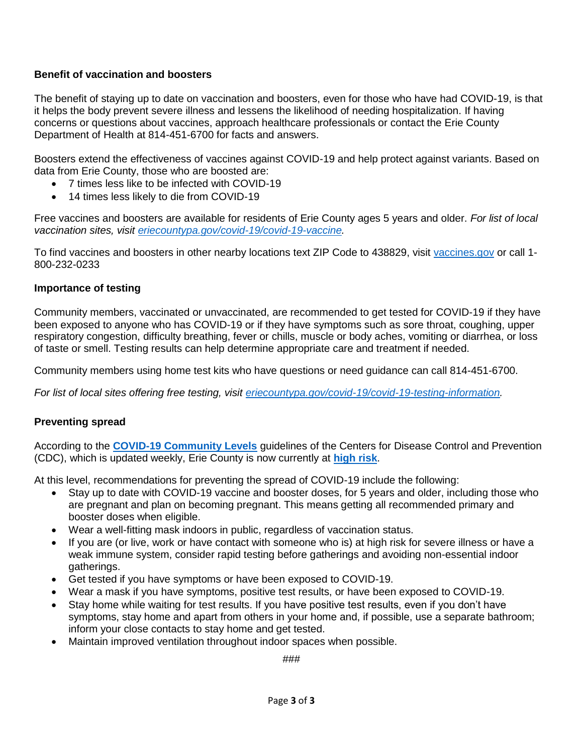**Benefit of vaccination and boosters**

The benefit of staying up to date on vaccination and boosters, even for those who have had COVID-19, is that it helps the body prevent severe illness and lessens the likelihood of needing hospitalization. If having concerns or questions about vaccines, approach healthcare professionals or contact the Erie County Department of Health at 814-451-6700 for facts and answers.

Boosters extend the effectiveness of vaccines against COVID-19 and help protect against variants. Based on data from Erie County, those who are boosted are:

- 7 times less like to be infected with COVID-19
- 14 times less likely to die from COVID-19

Free vaccines and boosters are available for residents of Erie County ages 5 years and older. *For list of local vaccination sites, visit [eriecountypa.gov/covid-19/covid-19-vaccine](eriecountypa.gov/covid-19/covid-19-vaccine).*

To find vaccines and boosters in other nearby locations text ZIP Code to 438829, visit [vaccines.gov](vaccines.gov) or call 1-800-232-0233

**Importance of testing**

Community members, vaccinated or unvaccinated, are recommended to get tested for COVID-19 if they have been exposed to anyone who has COVID-19 or if they have symptoms such as sore throat, coughing, upper respiratory congestion, difficulty breathing, fever or chills, muscle or body aches, vomiting or diarrhea, or loss of taste or smell. Testing results can help determine appropriate care and treatment if needed.

Community members using home test kits who have questions or need guidance can call 814-451-6700.

*For list of local sites offering free testing, visit [eriecountypa.gov/covid-19/covid-19-testing-information](eriecountypa.gov/covid-19/covid-19-testing-information).*

**Preventing spread**

According to the **COVID-19 Community Levels** guidelines of the Centers for Disease Control and Prevention (CDC), which is updated weekly, Erie County is now currently at **high risk**.

At this level, recommendations for preventing the spread of COVID-19 include the following:

- Stay up to date with COVID-19 vaccine and booster doses, for 5 years and older, including those who are pregnant and plan on becoming pregnant. This means getting all recommended primary and booster doses when eligible.
- Wear a well-fitting mask indoors in public, regardless of vaccination status.
- If you are (or live, work or have contact with someone who is) at high risk for severe illness or have a weak immune system, consider rapid testing before gatherings and avoiding non-essential indoor gatherings.
- Get tested if you have symptoms or have been exposed to COVID-19.
- Wear a mask if you have symptoms, positive test results, or have been exposed to COVID-19.
- Stay home while waiting for test results. If you have positive test results, even if you don't have symptoms, stay home and apart from others in your home and, if possible, use a separate bathroom; inform your close contacts to stay home and get tested.
- Maintain improved ventilation throughout indoor spaces when possible.

###